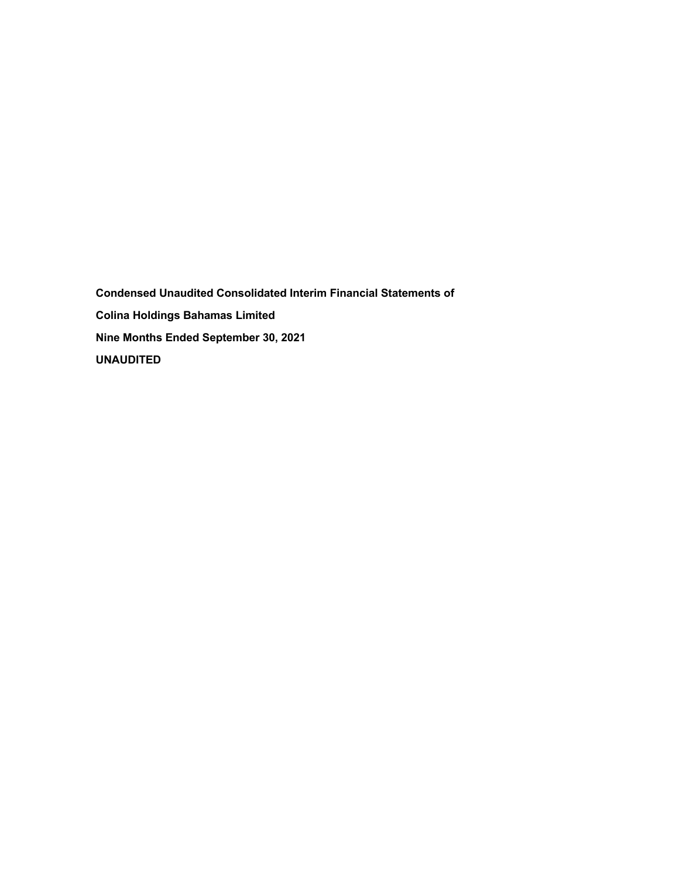**Condensed Unaudited Consolidated Interim Financial Statements of**

**Colina Holdings Bahamas Limited**

**Nine Months Ended September 30, 2021**

**UNAUDITED**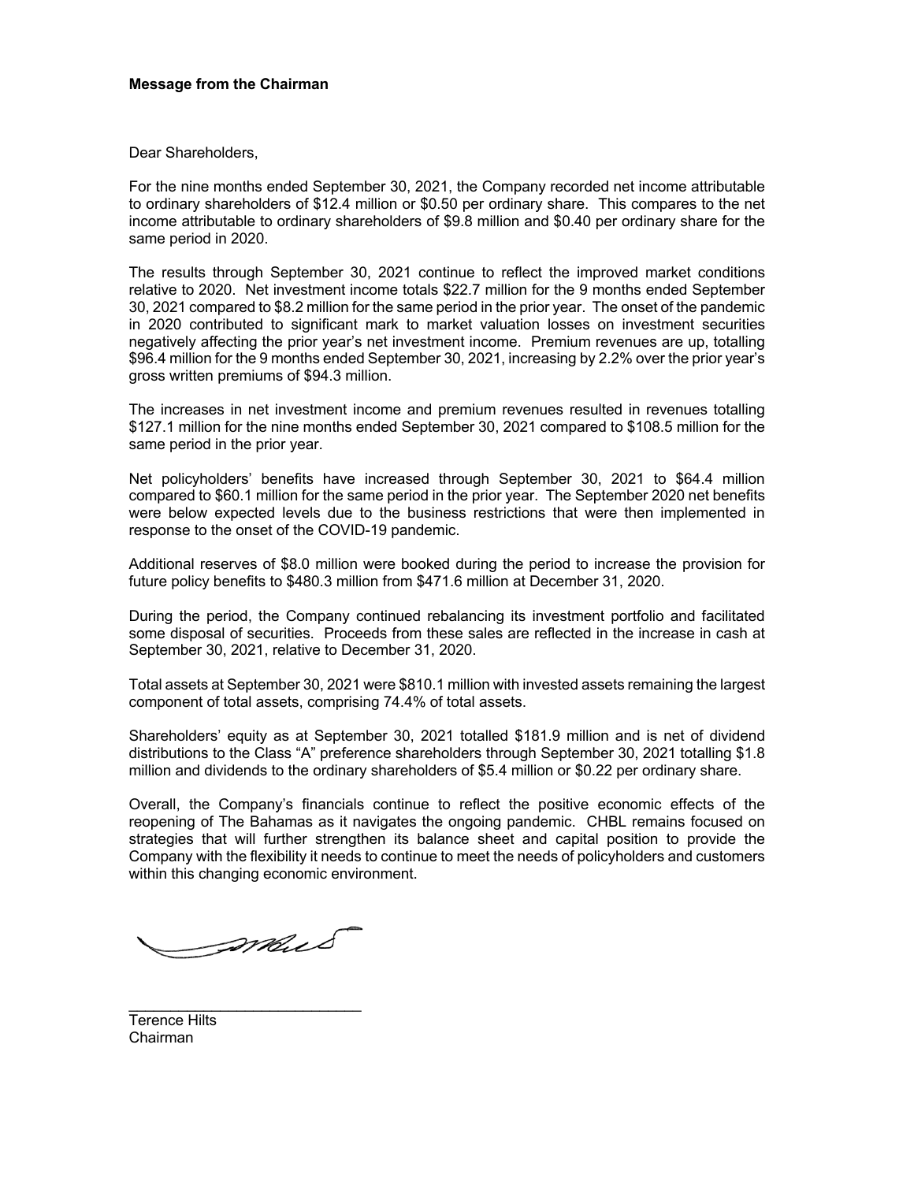**Message from the Chairman**

Dear Shareholders,

For the nine months ended September 30, 2021, the Company recorded net income attributable to ordinary shareholders of $12.4 million or $0.50 per ordinary share. This compares to the net income attributable to ordinary shareholders of $9.8 million and $0.40 per ordinary share for the same period in 2020.

The results through September 30, 2021 continue to reflect the improved market conditions relative to 2020. Net investment income totals $22.7 million for the 9 months ended September 30, 2021 compared to $8.2 million for the same period in the prior year. The onset of the pandemic in 2020 contributed to significant mark to market valuation losses on investment securities negatively affecting the prior year's net investment income. Premium revenues are up, totalling $96.4 million for the 9 months ended September 30, 2021, increasing by 2.2% over the prior year's gross written premiums of $94.3 million.

The increases in net investment income and premium revenues resulted in revenues totalling $127.1 million for the nine months ended September 30, 2021 compared to $108.5 million for the same period in the prior year.

Net policyholders' benefits have increased through September 30, 2021 to $64.4 million compared to $60.1 million for the same period in the prior year. The September 2020 net benefits were below expected levels due to the business restrictions that were then implemented in response to the onset of the COVID-19 pandemic.

Additional reserves of $8.0 million were booked during the period to increase the provision for future policy benefits to $480.3 million from $471.6 million at December 31, 2020.

During the period, the Company continued rebalancing its investment portfolio and facilitated some disposal of securities. Proceeds from these sales are reflected in the increase in cash at September 30, 2021, relative to December 31, 2020.

Total assets at September 30, 2021 were $810.1 million with invested assets remaining the largest component of total assets, comprising 74.4% of total assets.

Shareholders' equity as at September 30, 2021 totalled $181.9 million and is net of dividend distributions to the Class "A" preference shareholders through September 30, 2021 totalling $1.8 million and dividends to the ordinary shareholders of $5.4 million or $0.22 per ordinary share.

Overall, the Company's financials continue to reflect the positive economic effects of the reopening of The Bahamas as it navigates the ongoing pandemic. CHBL remains focused on strategies that will further strengthen its balance sheet and capital position to provide the Company with the flexibility it needs to continue to meet the needs of policyholders and customers within this changing economic environment.

Terence Hilts
Chairman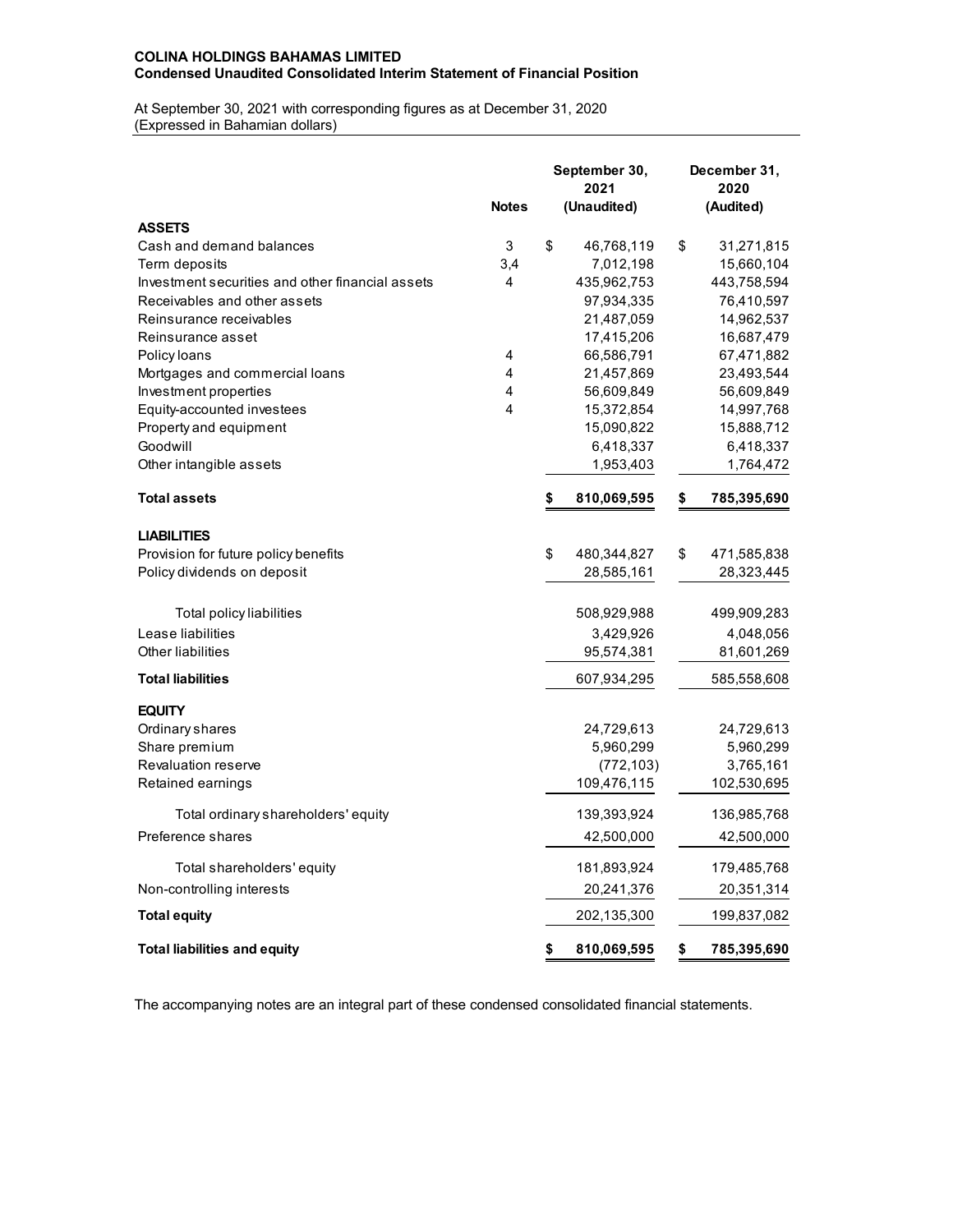**COLINA HOLDINGS BAHAMAS LIMITED**
**Condensed Unaudited Consolidated Interim Statement of Financial Position**

At September 30, 2021 with corresponding figures as at December 31, 2020
(Expressed in Bahamian dollars)

| | Notes | September 30, 2021 (Unaudited) | December 31, 2020 (Audited) |
|---|---|---|---|
| **ASSETS** | | | |
| Cash and demand balances | 3 | $ 46,768,119 | $ 31,271,815 |
| Term deposits | 3,4 | 7,012,198 | 15,660,104 |
| Investment securities and other financial assets | 4 | 435,962,753 | 443,758,594 |
| Receivables and other assets | | 97,934,335 | 76,410,597 |
| Reinsurance receivables | | 21,487,059 | 14,962,537 |
| Reinsurance asset | | 17,415,206 | 16,687,479 |
| Policy loans | 4 | 66,586,791 | 67,471,882 |
| Mortgages and commercial loans | 4 | 21,457,869 | 23,493,544 |
| Investment properties | 4 | 56,609,849 | 56,609,849 |
| Equity-accounted investees | 4 | 15,372,854 | 14,997,768 |
| Property and equipment | | 15,090,822 | 15,888,712 |
| Goodwill | | 6,418,337 | 6,418,337 |
| Other intangible assets | | 1,953,403 | 1,764,472 |
| **Total assets** | | **$ 810,069,595** | **$ 785,395,690** |
| **LIABILITIES** | | | |
| Provision for future policy benefits | | $ 480,344,827 | $ 471,585,838 |
| Policy dividends on deposit | | 28,585,161 | 28,323,445 |
| Total policy liabilities | | 508,929,988 | 499,909,283 |
| Lease liabilities | | 3,429,926 | 4,048,056 |
| Other liabilities | | 95,574,381 | 81,601,269 |
| **Total liabilities** | | 607,934,295 | 585,558,608 |
| **EQUITY** | | | |
| Ordinary shares | | 24,729,613 | 24,729,613 |
| Share premium | | 5,960,299 | 5,960,299 |
| Revaluation reserve | | (772,103) | 3,765,161 |
| Retained earnings | | 109,476,115 | 102,530,695 |
| Total ordinary shareholders' equity | | 139,393,924 | 136,985,768 |
| Preference shares | | 42,500,000 | 42,500,000 |
| Total shareholders' equity | | 181,893,924 | 179,485,768 |
| Non-controlling interests | | 20,241,376 | 20,351,314 |
| **Total equity** | | 202,135,300 | 199,837,082 |
| **Total liabilities and equity** | | **$ 810,069,595** | **$ 785,395,690** |

The accompanying notes are an integral part of these condensed consolidated financial statements.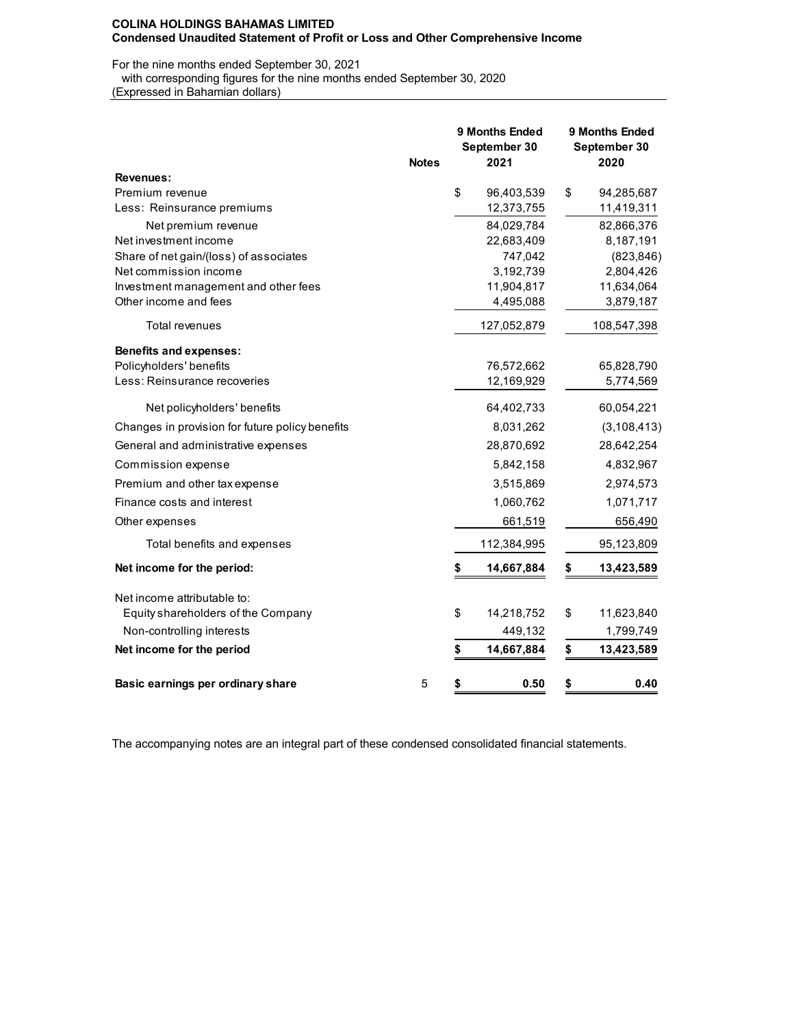**COLINA HOLDINGS BAHAMAS LIMITED**
**Condensed Unaudited Statement of Profit or Loss and Other Comprehensive Income**

For the nine months ended September 30, 2021
with corresponding figures for the nine months ended September 30, 2020
(Expressed in Bahamian dollars)

| | Notes | 9 Months Ended September 30 2021 | 9 Months Ended September 30 2020 |
|---|---|---|---|
| **Revenues:** | | | |
| Premium revenue | | $ 96,403,539 | $ 94,285,687 |
| Less: Reinsurance premiums | | 12,373,755 | 11,419,311 |
| Net premium revenue | | 84,029,784 | 82,866,376 |
| Net investment income | | 22,683,409 | 8,187,191 |
| Share of net gain/(loss) of associates | | 747,042 | (823,846) |
| Net commission income | | 3,192,739 | 2,804,426 |
| Investment management and other fees | | 11,904,817 | 11,634,064 |
| Other income and fees | | 4,495,088 | 3,879,187 |
| Total revenues | | 127,052,879 | 108,547,398 |
| **Benefits and expenses:** | | | |
| Policyholders' benefits | | 76,572,662 | 65,828,790 |
| Less: Reinsurance recoveries | | 12,169,929 | 5,774,569 |
| Net policyholders' benefits | | 64,402,733 | 60,054,221 |
| Changes in provision for future policy benefits | | 8,031,262 | (3,108,413) |
| General and administrative expenses | | 28,870,692 | 28,642,254 |
| Commission expense | | 5,842,158 | 4,832,967 |
| Premium and other tax expense | | 3,515,869 | 2,974,573 |
| Finance costs and interest | | 1,060,762 | 1,071,717 |
| Other expenses | | 661,519 | 656,490 |
| Total benefits and expenses | | 112,384,995 | 95,123,809 |
| **Net income for the period:** | | **$ 14,667,884** | **$ 13,423,589** |
| Net income attributable to: | | | |
| Equity shareholders of the Company | | $ 14,218,752 | $ 11,623,840 |
| Non-controlling interests | | 449,132 | 1,799,749 |
| **Net income for the period** | | **$ 14,667,884** | **$ 13,423,589** |
| **Basic earnings per ordinary share** | 5 | **$ 0.50** | **$ 0.40** |

The accompanying notes are an integral part of these condensed consolidated financial statements.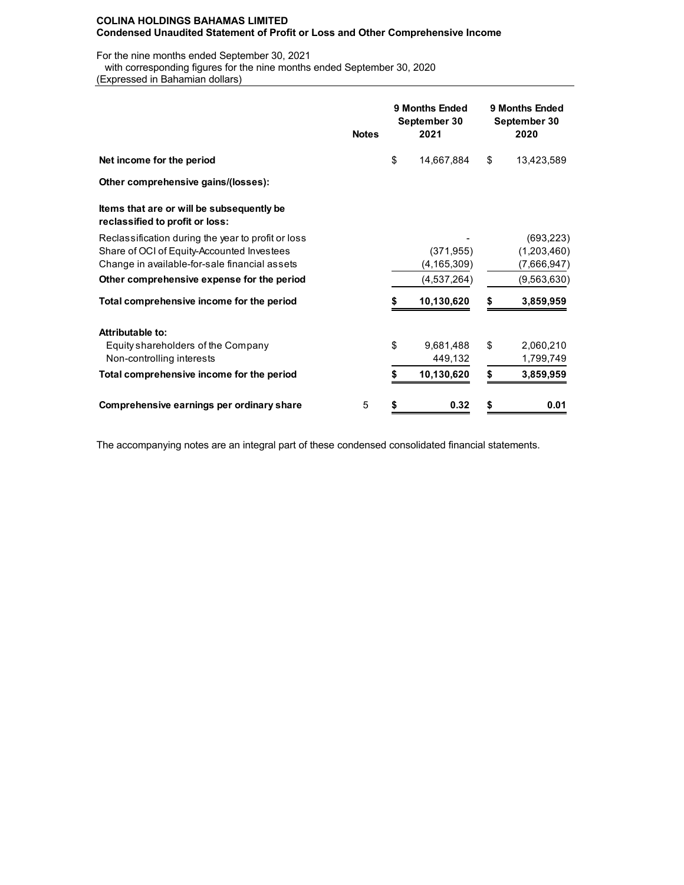**COLINA HOLDINGS BAHAMAS LIMITED**
**Condensed Unaudited Statement of Profit or Loss and Other Comprehensive Income**

For the nine months ended September 30, 2021
with corresponding figures for the nine months ended September 30, 2020
(Expressed in Bahamian dollars)

| | Notes | 9 Months Ended September 30 2021 | 9 Months Ended September 30 2020 |
|---|---|---|---|
| **Net income for the period** | | $ 14,667,884 | $ 13,423,589 |
| **Other comprehensive gains/(losses):** | | | |
| **Items that are or will be subsequently be reclassified to profit or loss:** | | | |
| Reclassification during the year to profit or loss | | - | (693,223) |
| Share of OCI of Equity-Accounted Investees | | (371,955) | (1,203,460) |
| Change in available-for-sale financial assets | | (4,165,309) | (7,666,947) |
| **Other comprehensive expense for the period** | | (4,537,264) | (9,563,630) |
| **Total comprehensive income for the period** | | **$ 10,130,620** | **$ 3,859,959** |
| **Attributable to:** | | | |
| Equity shareholders of the Company | | $ 9,681,488 | $ 2,060,210 |
| Non-controlling interests | | 449,132 | 1,799,749 |
| **Total comprehensive income for the period** | | **$ 10,130,620** | **$ 3,859,959** |
| **Comprehensive earnings per ordinary share** | 5 | **$ 0.32** | **$ 0.01** |

The accompanying notes are an integral part of these condensed consolidated financial statements.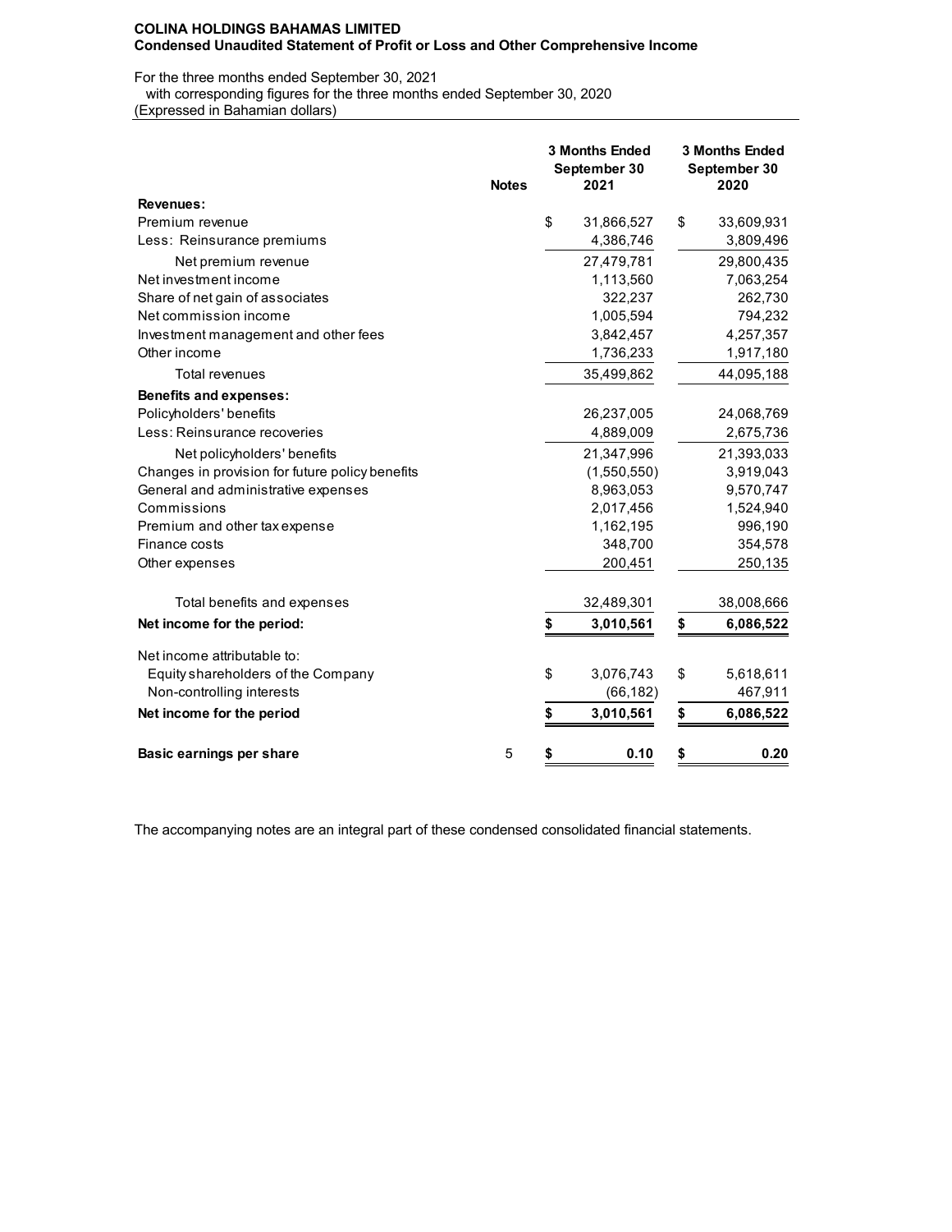**COLINA HOLDINGS BAHAMAS LIMITED**
**Condensed Unaudited Statement of Profit or Loss and Other Comprehensive Income**

For the three months ended September 30, 2021
with corresponding figures for the three months ended September 30, 2020
(Expressed in Bahamian dollars)

| | Notes | 3 Months Ended September 30 2021 | 3 Months Ended September 30 2020 |
|---|---|---|---|
| **Revenues:** | | | |
| Premium revenue | | $ 31,866,527 | $ 33,609,931 |
| Less: Reinsurance premiums | | 4,386,746 | 3,809,496 |
| Net premium revenue | | 27,479,781 | 29,800,435 |
| Net investment income | | 1,113,560 | 7,063,254 |
| Share of net gain of associates | | 322,237 | 262,730 |
| Net commission income | | 1,005,594 | 794,232 |
| Investment management and other fees | | 3,842,457 | 4,257,357 |
| Other income | | 1,736,233 | 1,917,180 |
| Total revenues | | 35,499,862 | 44,095,188 |
| **Benefits and expenses:** | | | |
| Policyholders' benefits | | 26,237,005 | 24,068,769 |
| Less: Reinsurance recoveries | | 4,889,009 | 2,675,736 |
| Net policyholders' benefits | | 21,347,996 | 21,393,033 |
| Changes in provision for future policy benefits | | (1,550,550) | 3,919,043 |
| General and administrative expenses | | 8,963,053 | 9,570,747 |
| Commissions | | 2,017,456 | 1,524,940 |
| Premium and other tax expense | | 1,162,195 | 996,190 |
| Finance costs | | 348,700 | 354,578 |
| Other expenses | | 200,451 | 250,135 |
| Total benefits and expenses | | 32,489,301 | 38,008,666 |
| **Net income for the period:** | | **$ 3,010,561** | **$ 6,086,522** |
| Net income attributable to: | | | |
| Equity shareholders of the Company | | $ 3,076,743 | $ 5,618,611 |
| Non-controlling interests | | (66,182) | 467,911 |
| **Net income for the period** | | **$ 3,010,561** | **$ 6,086,522** |
| **Basic earnings per share** | 5 | **$ 0.10** | **$ 0.20** |

The accompanying notes are an integral part of these condensed consolidated financial statements.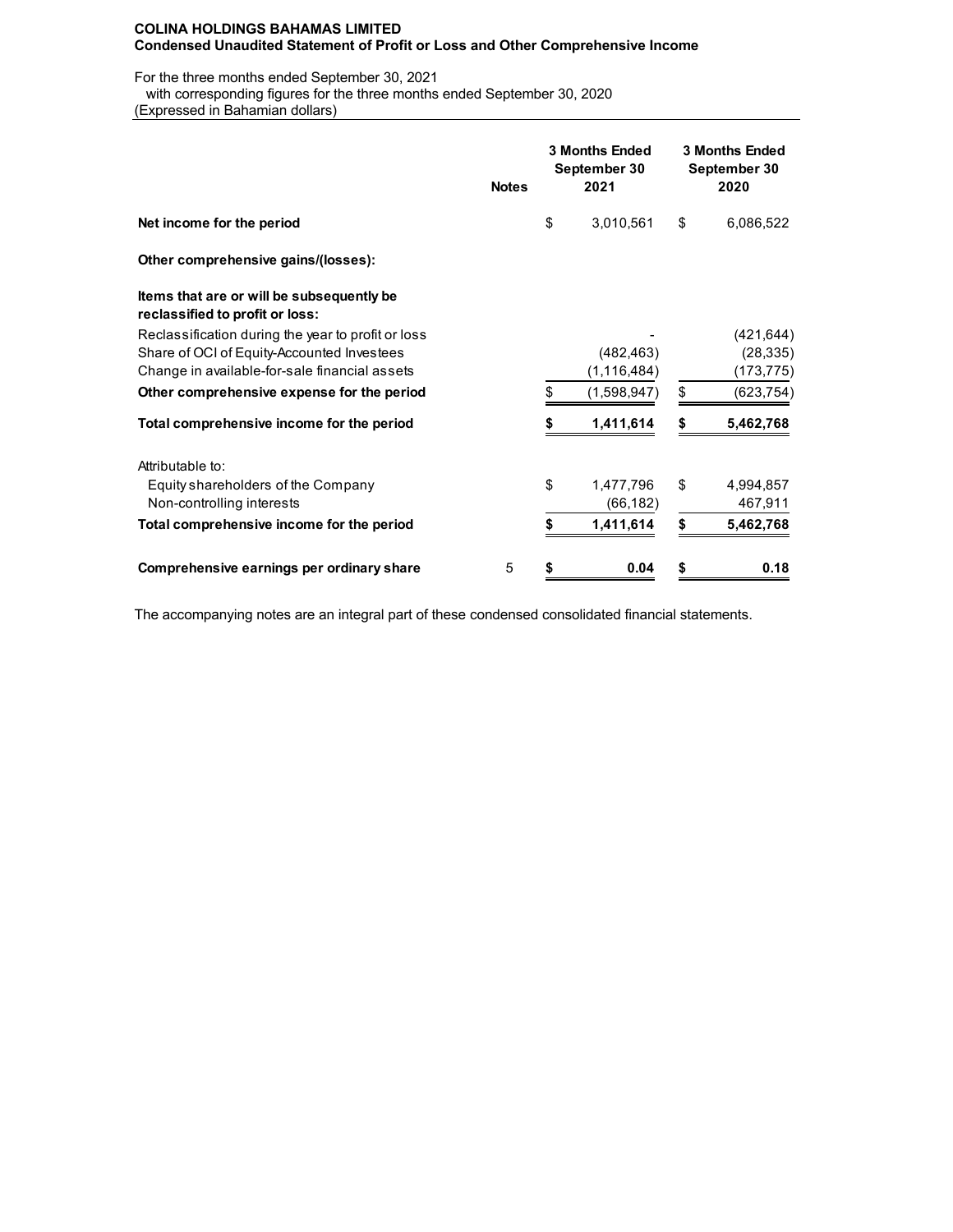**COLINA HOLDINGS BAHAMAS LIMITED**
**Condensed Unaudited Statement of Profit or Loss and Other Comprehensive Income**

For the three months ended September 30, 2021
with corresponding figures for the three months ended September 30, 2020
(Expressed in Bahamian dollars)

| | Notes | 3 Months Ended September 30 2021 | 3 Months Ended September 30 2020 |
|---|---|---|---|
| **Net income for the period** | | $ 3,010,561 | $ 6,086,522 |
| **Other comprehensive gains/(losses):** | | | |
| **Items that are or will be subsequently be reclassified to profit or loss:** | | | |
| Reclassification during the year to profit or loss | | - | (421,644) |
| Share of OCI of Equity-Accounted Investees | | (482,463) | (28,335) |
| Change in available-for-sale financial assets | | (1,116,484) | (173,775) |
| **Other comprehensive expense for the period** | | $ (1,598,947) | $ (623,754) |
| **Total comprehensive income for the period** | | **$ 1,411,614** | **$ 5,462,768** |
| Attributable to: | | | |
| Equity shareholders of the Company | | $ 1,477,796 | $ 4,994,857 |
| Non-controlling interests | | (66,182) | 467,911 |
| **Total comprehensive income for the period** | | **$ 1,411,614** | **$ 5,462,768** |
| **Comprehensive earnings per ordinary share** | 5 | **$ 0.04** | **$ 0.18** |

The accompanying notes are an integral part of these condensed consolidated financial statements.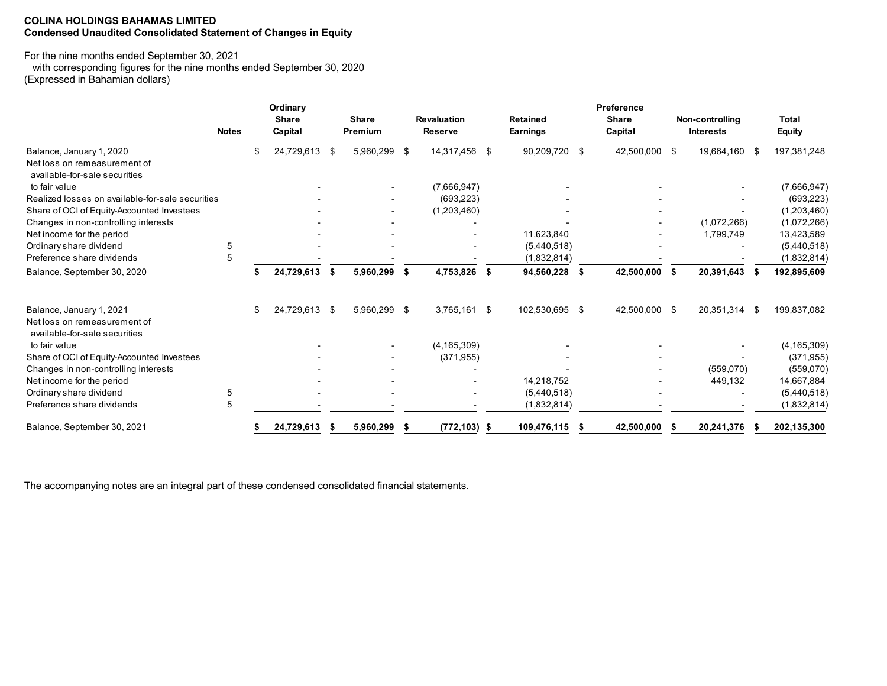**COLINA HOLDINGS BAHAMAS LIMITED**
**Condensed Unaudited Consolidated Statement of Changes in Equity**

For the nine months ended September 30, 2021
with corresponding figures for the nine months ended September 30, 2020
(Expressed in Bahamian dollars)

| | Notes | Ordinary Share Capital | Share Premium | Revaluation Reserve | Retained Earnings | Preference Share Capital | Non-controlling Interests | Total Equity |
|---|---|---|---|---|---|---|---|---|
| Balance, January 1, 2020 | | $ 24,729,613 | $ 5,960,299 | $ 14,317,456 | $ 90,209,720 | $ 42,500,000 | $ 19,664,160 | $ 197,381,248 |
| Net loss on remeasurement of available-for-sale securities to fair value | | - | - | (7,666,947) | - | - | - | (7,666,947) |
| Realized losses on available-for-sale securities | | - | - | (693,223) | - | - | - | (693,223) |
| Share of OCI of Equity-Accounted Investees | | - | - | (1,203,460) | - | - | - | (1,203,460) |
| Changes in non-controlling interests | | - | - | - | - | - | (1,072,266) | (1,072,266) |
| Net income for the period | | - | - | - | 11,623,840 | - | 1,799,749 | 13,423,589 |
| Ordinary share dividend | 5 | - | - | - | (5,440,518) | - | - | (5,440,518) |
| Preference share dividends | 5 | - | - | - | (1,832,814) | - | - | (1,832,814) |
| **Balance, September 30, 2020** | | **$ 24,729,613** | **$ 5,960,299** | **$ 4,753,826** | **$ 94,560,228** | **$ 42,500,000** | **$ 20,391,643** | **$ 192,895,609** |
| | | | | | | | | |
| Balance, January 1, 2021 | | $ 24,729,613 | $ 5,960,299 | $ 3,765,161 | $ 102,530,695 | $ 42,500,000 | $ 20,351,314 | $ 199,837,082 |
| Net loss on remeasurement of available-for-sale securities to fair value | | - | - | (4,165,309) | - | - | - | (4,165,309) |
| Share of OCI of Equity-Accounted Investees | | - | - | (371,955) | - | - | - | (371,955) |
| Changes in non-controlling interests | | - | - | - | - | - | (559,070) | (559,070) |
| Net income for the period | | - | - | - | 14,218,752 | - | 449,132 | 14,667,884 |
| Ordinary share dividend | 5 | - | - | - | (5,440,518) | - | - | (5,440,518) |
| Preference share dividends | 5 | - | - | - | (1,832,814) | - | - | (1,832,814) |
| **Balance, September 30, 2021** | | **$ 24,729,613** | **$ 5,960,299** | **$ (772,103)** | **$ 109,476,115** | **$ 42,500,000** | **$ 20,241,376** | **$ 202,135,300** |

The accompanying notes are an integral part of these condensed consolidated financial statements.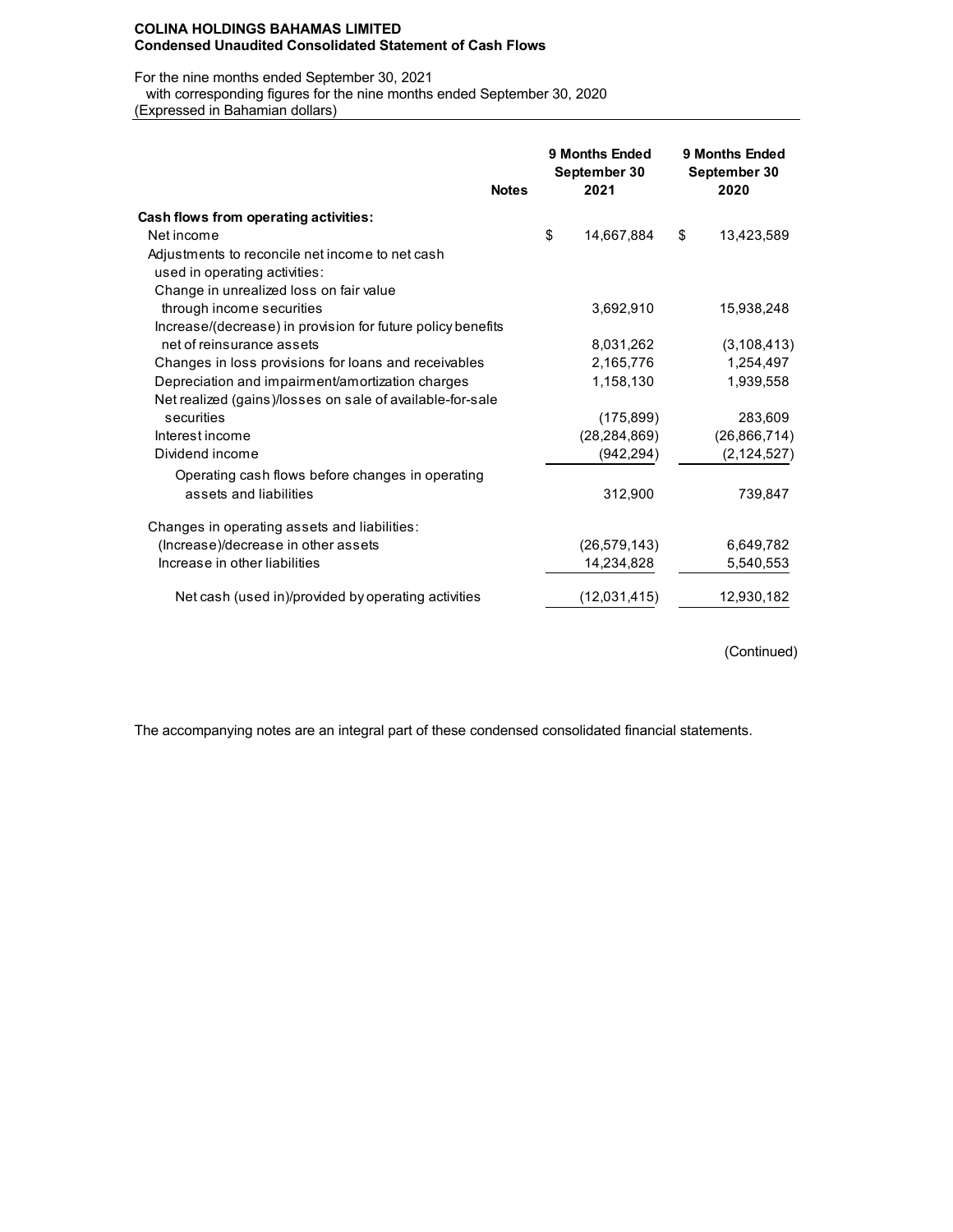**COLINA HOLDINGS BAHAMAS LIMITED**
**Condensed Unaudited Consolidated Statement of Cash Flows**

For the nine months ended September 30, 2021
with corresponding figures for the nine months ended September 30, 2020
(Expressed in Bahamian dollars)

| | Notes | 9 Months Ended September 30 2021 | 9 Months Ended September 30 2020 |
|---|---|---|---|
| **Cash flows from operating activities:** | | | |
| Net income | | $ 14,667,884 | $ 13,423,589 |
| Adjustments to reconcile net income to net cash used in operating activities: | | | |
| Change in unrealized loss on fair value through income securities | | 3,692,910 | 15,938,248 |
| Increase/(decrease) in provision for future policy benefits net of reinsurance assets | | 8,031,262 | (3,108,413) |
| Changes in loss provisions for loans and receivables | | 2,165,776 | 1,254,497 |
| Depreciation and impairment/amortization charges | | 1,158,130 | 1,939,558 |
| Net realized (gains)/losses on sale of available-for-sale securities | | (175,899) | 283,609 |
| Interest income | | (28,284,869) | (26,866,714) |
| Dividend income | | (942,294) | (2,124,527) |
| Operating cash flows before changes in operating assets and liabilities | | 312,900 | 739,847 |
| Changes in operating assets and liabilities: | | | |
| (Increase)/decrease in other assets | | (26,579,143) | 6,649,782 |
| Increase in other liabilities | | 14,234,828 | 5,540,553 |
| Net cash (used in)/provided by operating activities | | (12,031,415) | 12,930,182 |

(Continued)

The accompanying notes are an integral part of these condensed consolidated financial statements.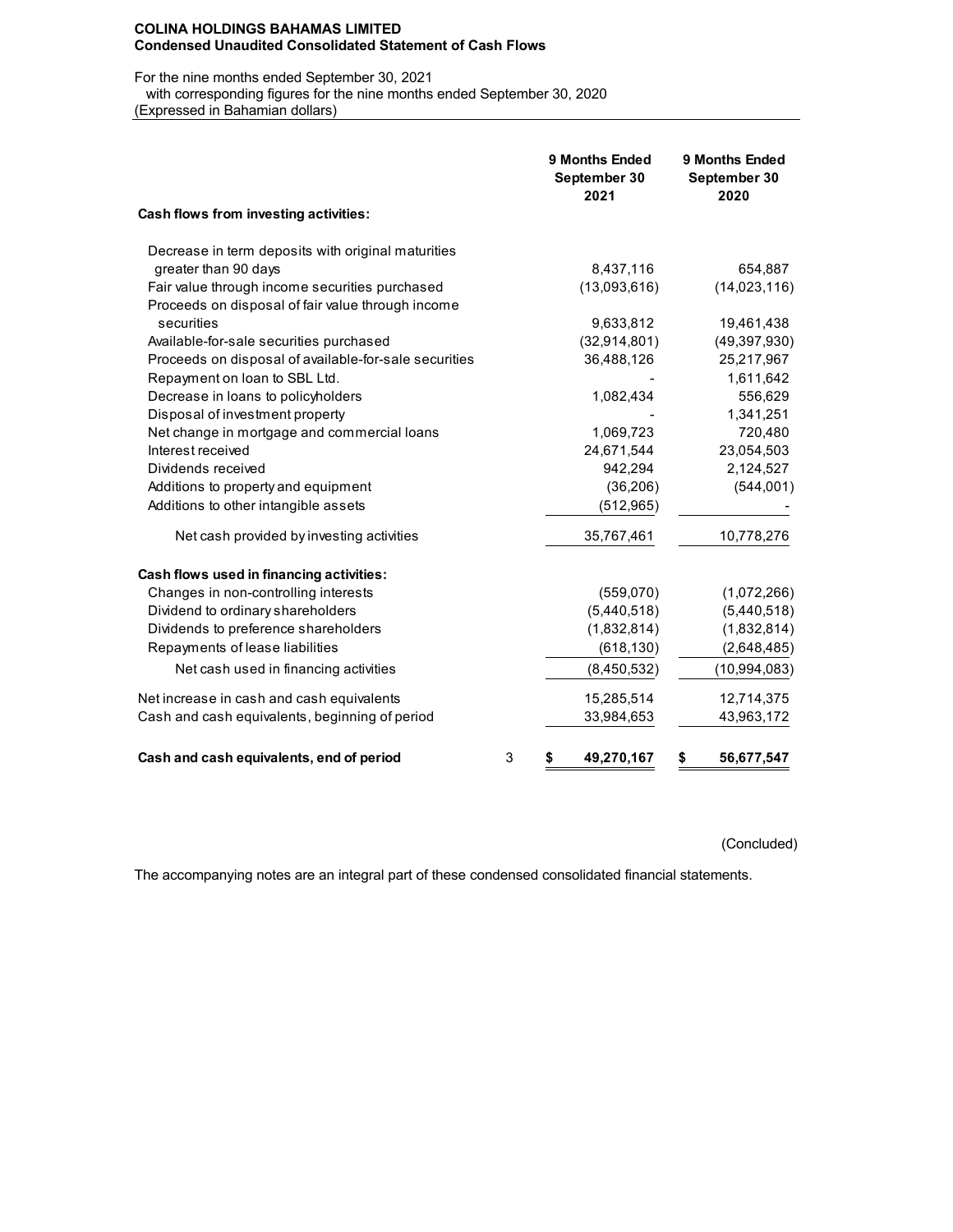**COLINA HOLDINGS BAHAMAS LIMITED**
**Condensed Unaudited Consolidated Statement of Cash Flows**

For the nine months ended September 30, 2021
with corresponding figures for the nine months ended September 30, 2020
(Expressed in Bahamian dollars)

| | | 9 Months Ended September 30 2021 | 9 Months Ended September 30 2020 |
|---|---|---|---|
| **Cash flows from investing activities:** | | | |
| Decrease in term deposits with original maturities greater than 90 days | | 8,437,116 | 654,887 |
| Fair value through income securities purchased | | (13,093,616) | (14,023,116) |
| Proceeds on disposal of fair value through income securities | | 9,633,812 | 19,461,438 |
| Available-for-sale securities purchased | | (32,914,801) | (49,397,930) |
| Proceeds on disposal of available-for-sale securities | | 36,488,126 | 25,217,967 |
| Repayment on loan to SBL Ltd. | | - | 1,611,642 |
| Decrease in loans to policyholders | | 1,082,434 | 556,629 |
| Disposal of investment property | | - | 1,341,251 |
| Net change in mortgage and commercial loans | | 1,069,723 | 720,480 |
| Interest received | | 24,671,544 | 23,054,503 |
| Dividends received | | 942,294 | 2,124,527 |
| Additions to property and equipment | | (36,206) | (544,001) |
| Additions to other intangible assets | | (512,965) | - |
| Net cash provided by investing activities | | 35,767,461 | 10,778,276 |
| **Cash flows used in financing activities:** | | | |
| Changes in non-controlling interests | | (559,070) | (1,072,266) |
| Dividend to ordinary shareholders | | (5,440,518) | (5,440,518) |
| Dividends to preference shareholders | | (1,832,814) | (1,832,814) |
| Repayments of lease liabilities | | (618,130) | (2,648,485) |
| Net cash used in financing activities | | (8,450,532) | (10,994,083) |
| Net increase in cash and cash equivalents | | 15,285,514 | 12,714,375 |
| Cash and cash equivalents, beginning of period | | 33,984,653 | 43,963,172 |
| **Cash and cash equivalents, end of period** | 3 | **$ 49,270,167** | **$ 56,677,547** |

(Concluded)

The accompanying notes are an integral part of these condensed consolidated financial statements.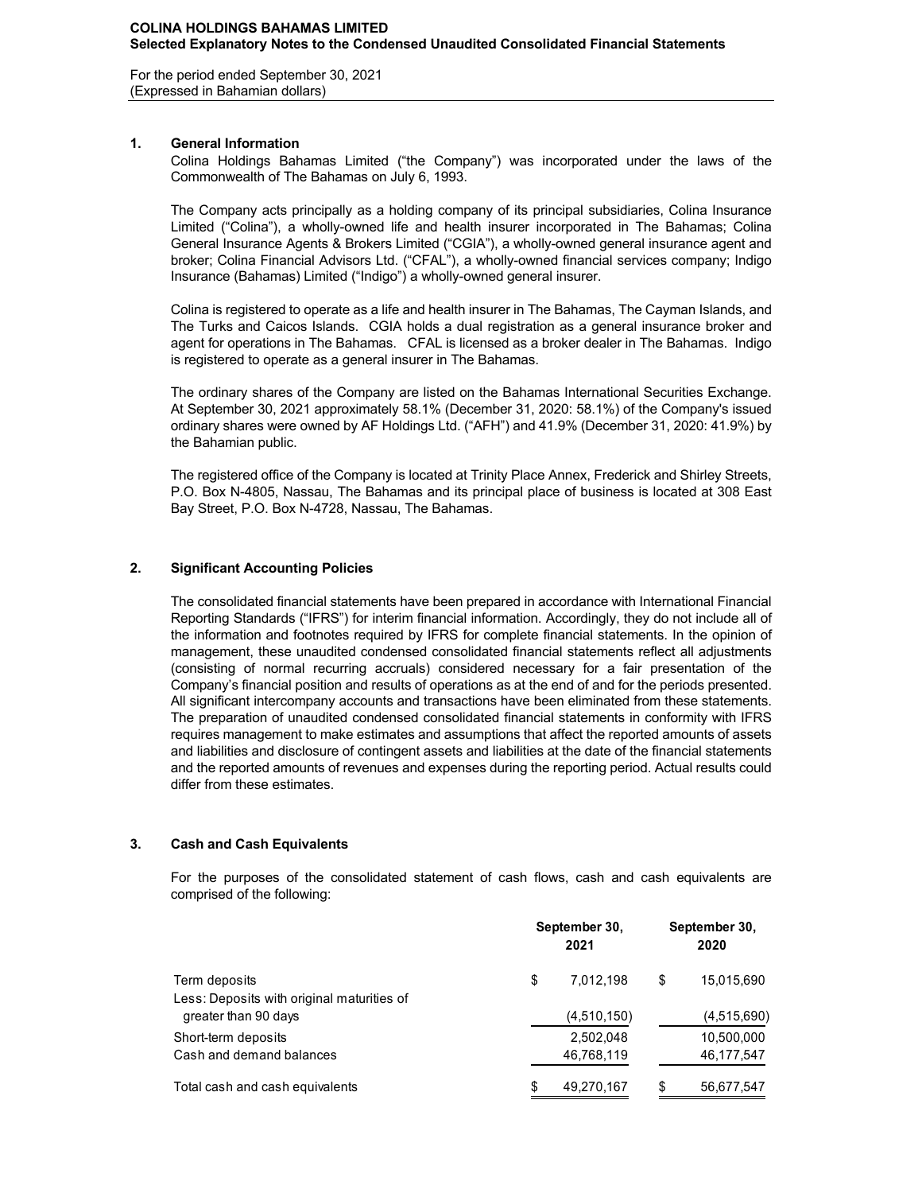**COLINA HOLDINGS BAHAMAS LIMITED**
**Selected Explanatory Notes to the Condensed Unaudited Consolidated Financial Statements**

For the period ended September 30, 2021
(Expressed in Bahamian dollars)

## 1. General Information

Colina Holdings Bahamas Limited ("the Company") was incorporated under the laws of the Commonwealth of The Bahamas on July 6, 1993.

The Company acts principally as a holding company of its principal subsidiaries, Colina Insurance Limited ("Colina"), a wholly-owned life and health insurer incorporated in The Bahamas; Colina General Insurance Agents & Brokers Limited ("CGIA"), a wholly-owned general insurance agent and broker; Colina Financial Advisors Ltd. ("CFAL"), a wholly-owned financial services company; Indigo Insurance (Bahamas) Limited ("Indigo") a wholly-owned general insurer.

Colina is registered to operate as a life and health insurer in The Bahamas, The Cayman Islands, and The Turks and Caicos Islands. CGIA holds a dual registration as a general insurance broker and agent for operations in The Bahamas. CFAL is licensed as a broker dealer in The Bahamas. Indigo is registered to operate as a general insurer in The Bahamas.

The ordinary shares of the Company are listed on the Bahamas International Securities Exchange. At September 30, 2021 approximately 58.1% (December 31, 2020: 58.1%) of the Company's issued ordinary shares were owned by AF Holdings Ltd. ("AFH") and 41.9% (December 31, 2020: 41.9%) by the Bahamian public.

The registered office of the Company is located at Trinity Place Annex, Frederick and Shirley Streets, P.O. Box N-4805, Nassau, The Bahamas and its principal place of business is located at 308 East Bay Street, P.O. Box N-4728, Nassau, The Bahamas.

## 2. Significant Accounting Policies

The consolidated financial statements have been prepared in accordance with International Financial Reporting Standards ("IFRS") for interim financial information. Accordingly, they do not include all of the information and footnotes required by IFRS for complete financial statements. In the opinion of management, these unaudited condensed consolidated financial statements reflect all adjustments (consisting of normal recurring accruals) considered necessary for a fair presentation of the Company's financial position and results of operations as at the end of and for the periods presented. All significant intercompany accounts and transactions have been eliminated from these statements. The preparation of unaudited condensed consolidated financial statements in conformity with IFRS requires management to make estimates and assumptions that affect the reported amounts of assets and liabilities and disclosure of contingent assets and liabilities at the date of the financial statements and the reported amounts of revenues and expenses during the reporting period. Actual results could differ from these estimates.

## 3. Cash and Cash Equivalents

For the purposes of the consolidated statement of cash flows, cash and cash equivalents are comprised of the following:

| | September 30, 2021 | September 30, 2020 |
|---|---|---|
| Term deposits | $ 7,012,198 | $ 15,015,690 |
| Less: Deposits with original maturities of greater than 90 days | (4,510,150) | (4,515,690) |
| Short-term deposits | 2,502,048 | 10,500,000 |
| Cash and demand balances | 46,768,119 | 46,177,547 |
| Total cash and cash equivalents | $ 49,270,167 | $ 56,677,547 |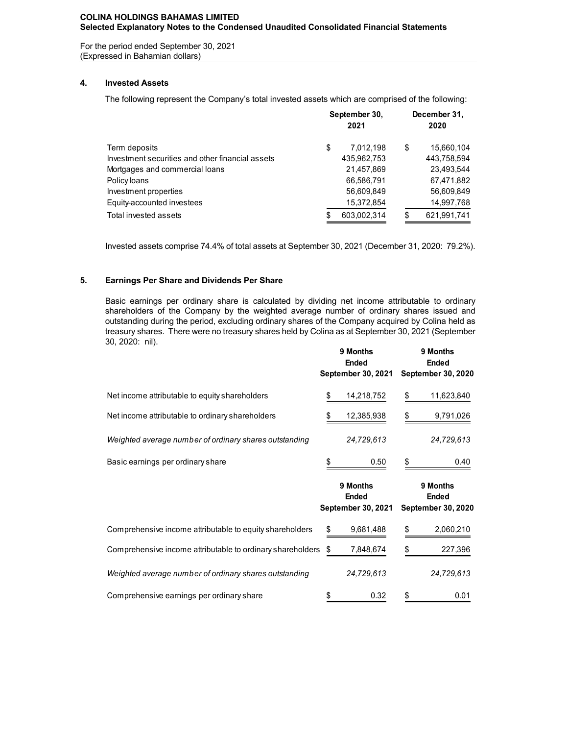**COLINA HOLDINGS BAHAMAS LIMITED**
**Selected Explanatory Notes to the Condensed Unaudited Consolidated Financial Statements**

For the period ended September 30, 2021
(Expressed in Bahamian dollars)

## 4. Invested Assets

The following represent the Company's total invested assets which are comprised of the following:

| | September 30, 2021 | December 31, 2020 |
|---|---|---|
| Term deposits | $ 7,012,198 | $ 15,660,104 |
| Investment securities and other financial assets | 435,962,753 | 443,758,594 |
| Mortgages and commercial loans | 21,457,869 | 23,493,544 |
| Policy loans | 66,586,791 | 67,471,882 |
| Investment properties | 56,609,849 | 56,609,849 |
| Equity-accounted investees | 15,372,854 | 14,997,768 |
| Total invested assets | $ 603,002,314 | $ 621,991,741 |

Invested assets comprise 74.4% of total assets at September 30, 2021 (December 31, 2020: 79.2%).

## 5. Earnings Per Share and Dividends Per Share

Basic earnings per ordinary share is calculated by dividing net income attributable to ordinary shareholders of the Company by the weighted average number of ordinary shares issued and outstanding during the period, excluding ordinary shares of the Company acquired by Colina held as treasury shares. There were no treasury shares held by Colina as at September 30, 2021 (September 30, 2020: nil).

| | 9 Months Ended September 30, 2021 | 9 Months Ended September 30, 2020 |
|---|---|---|
| Net income attributable to equity shareholders | $ 14,218,752 | $ 11,623,840 |
| Net income attributable to ordinary shareholders | $ 12,385,938 | $ 9,791,026 |
| *Weighted average number of ordinary shares outstanding* | *24,729,613* | *24,729,613* |
| Basic earnings per ordinary share | $ 0.50 | $ 0.40 |

| | 9 Months Ended September 30, 2021 | 9 Months Ended September 30, 2020 |
|---|---|---|
| Comprehensive income attributable to equity shareholders | $ 9,681,488 | $ 2,060,210 |
| Comprehensive income attributable to ordinary shareholders | $ 7,848,674 | $ 227,396 |
| *Weighted average number of ordinary shares outstanding* | *24,729,613* | *24,729,613* |
| Comprehensive earnings per ordinary share | $ 0.32 | $ 0.01 |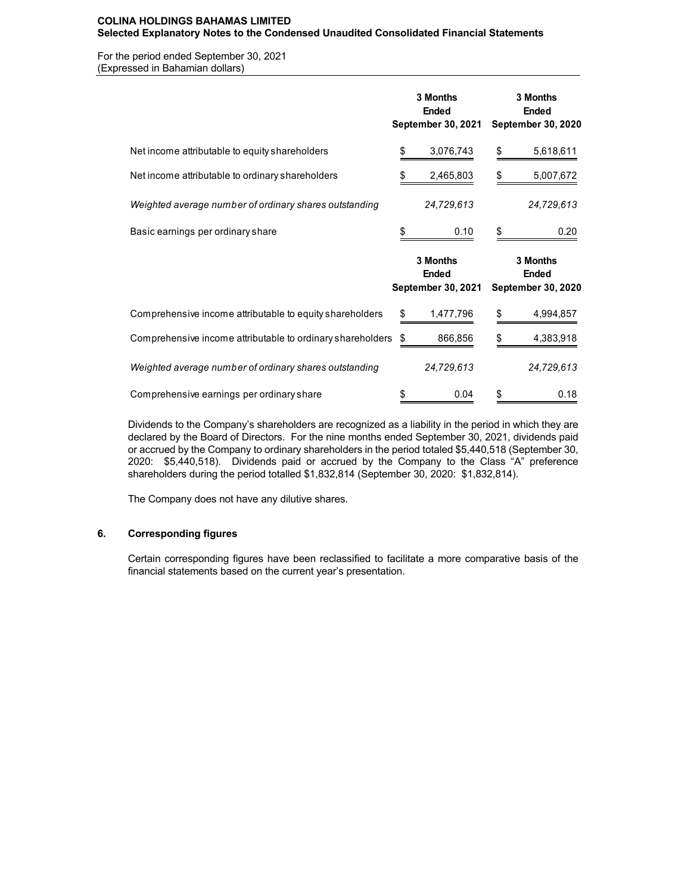**COLINA HOLDINGS BAHAMAS LIMITED**
**Selected Explanatory Notes to the Condensed Unaudited Consolidated Financial Statements**

For the period ended September 30, 2021
(Expressed in Bahamian dollars)

| | 3 Months Ended September 30, 2021 | 3 Months Ended September 30, 2020 |
|---|---|---|
| Net income attributable to equity shareholders | $ 3,076,743 | $ 5,618,611 |
| Net income attributable to ordinary shareholders | $ 2,465,803 | $ 5,007,672 |
| *Weighted average number of ordinary shares outstanding* | *24,729,613* | *24,729,613* |
| Basic earnings per ordinary share | $ 0.10 | $ 0.20 |

| | 3 Months Ended September 30, 2021 | 3 Months Ended September 30, 2020 |
|---|---|---|
| Comprehensive income attributable to equity shareholders | $ 1,477,796 | $ 4,994,857 |
| Comprehensive income attributable to ordinary shareholders | $ 866,856 | $ 4,383,918 |
| *Weighted average number of ordinary shares outstanding* | *24,729,613* | *24,729,613* |
| Comprehensive earnings per ordinary share | $ 0.04 | $ 0.18 |

Dividends to the Company's shareholders are recognized as a liability in the period in which they are declared by the Board of Directors. For the nine months ended September 30, 2021, dividends paid or accrued by the Company to ordinary shareholders in the period totaled $5,440,518 (September 30, 2020: $5,440,518). Dividends paid or accrued by the Company to the Class "A" preference shareholders during the period totalled $1,832,814 (September 30, 2020: $1,832,814).

The Company does not have any dilutive shares.

## 6. Corresponding figures

Certain corresponding figures have been reclassified to facilitate a more comparative basis of the financial statements based on the current year's presentation.